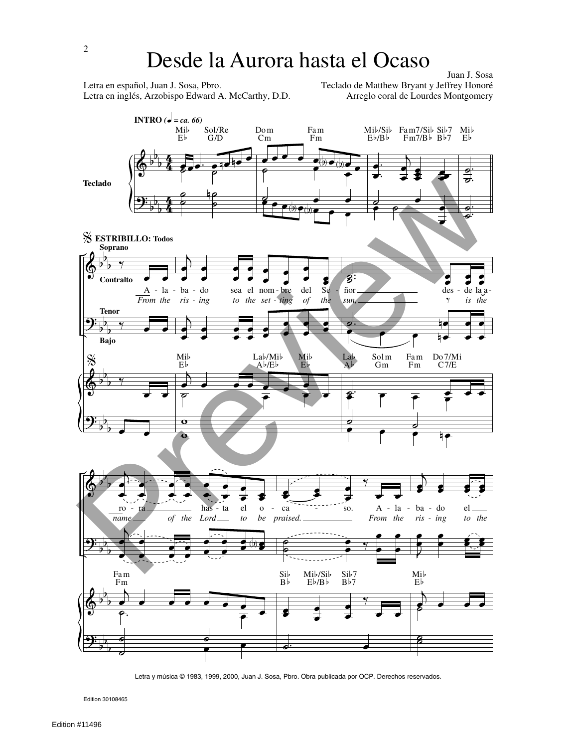# Desde la Aurora hasta el Ocaso

Juan J. Sosa

Letra en español, Juan J. Sosa, Pbro.
Letra en inglés, Arzobispo Edward A. McCarthy, D.D.

Teclado de Matthew Bryant y Jeffrey Honoré
Arreglo coral de Lourdes Montgomery

Letra y música © 1983, 1999, 2000, Juan J. Sosa, Pbro. Obra publicada por OCP. Derechos reservados.

Edition 30108465

Edition #11496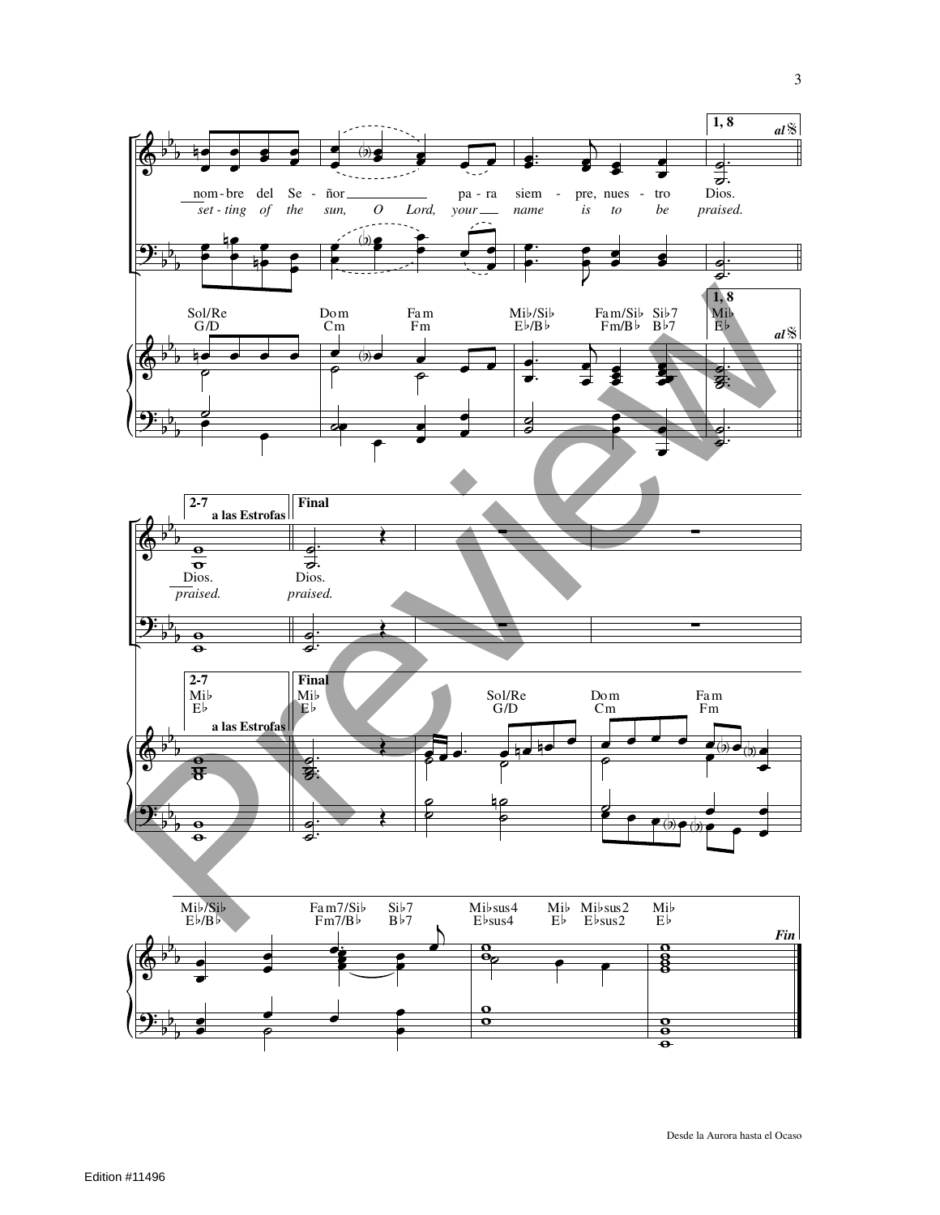nom-bre del Se - ñor pa - ra siem - pre, nues - tro Dios.

*set - ting of the sun, O Lord, your name is to be praised.*

1, 8 al 𝄋

Sol/Re G/D — Dom Cm — Fam Fm — Mi♭/Si♭ E♭/B♭ — Fam/Si♭ Fm/B♭ — Si♭7 B♭7 — Mi♭ E♭

2-7 a las Estrofas — Dios. *praised.*

Final — Dios. *praised.*

Mi♭ E♭ — Mi♭ E♭ — Sol/Re G/D — Dom Cm — Fam Fm

Mi♭/Si♭ E♭/B♭ — Fam7/Si♭ Fm7/B♭ — Si♭7 B♭7 — Mi♭sus4 E♭sus4 — Mi♭ E♭ — Mi♭sus2 E♭sus2 — Mi♭ E♭

*Fin*

Desde la Aurora hasta el Ocaso

Edition #11496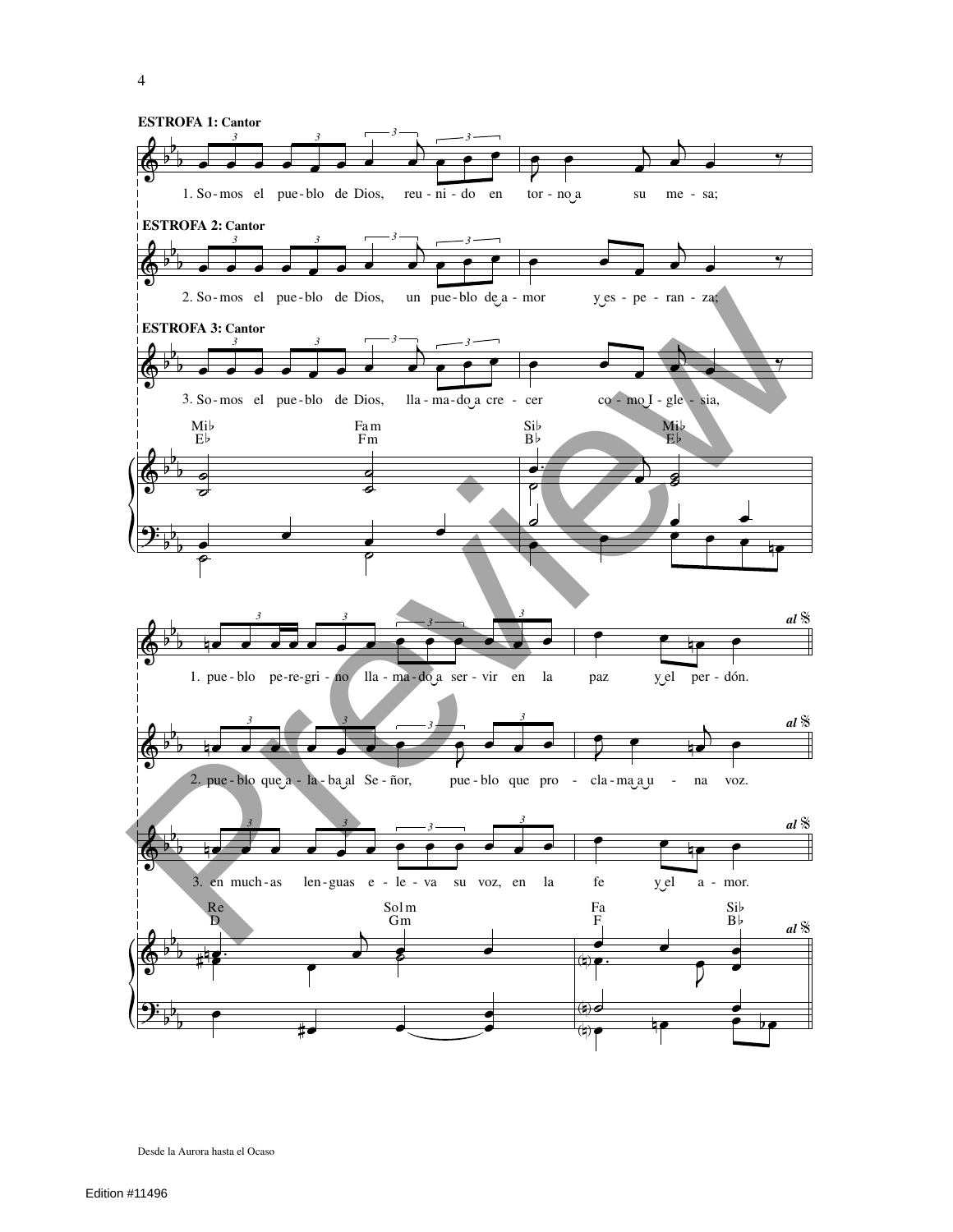**ESTROFA 1: Cantor**

1. So-mos el pue-blo de Dios, reu-ni-do en tor-no a su me-sa;

**ESTROFA 2: Cantor**

2. So-mos el pue-blo de Dios, un pue-blo de a-mor y es-pe-ran-za;

**ESTROFA 3: Cantor**

3. So-mos el pue-blo de Dios, lla-ma-do a cre-cer co-mo I-gle-sia,

Mi♭ E♭ Fa m Fm Si♭ B♭ Mi♭ E♭

1. pue-blo pe-re-gri-no lla-ma-do a ser-vir en la paz y el per-dón. *al* 𝄋

2. pue-blo que a-la-ba al Se-ñor, pue-blo que pro-cla-ma a u-na voz. *al* 𝄋

3. en much-as len-guas e-le-va su voz, en la fe y el a-mor. *al* 𝄋

Re D Sol m Gm Fa F Si♭ B♭ *al* 𝄋

Desde la Aurora hasta el Ocaso

Edition #11496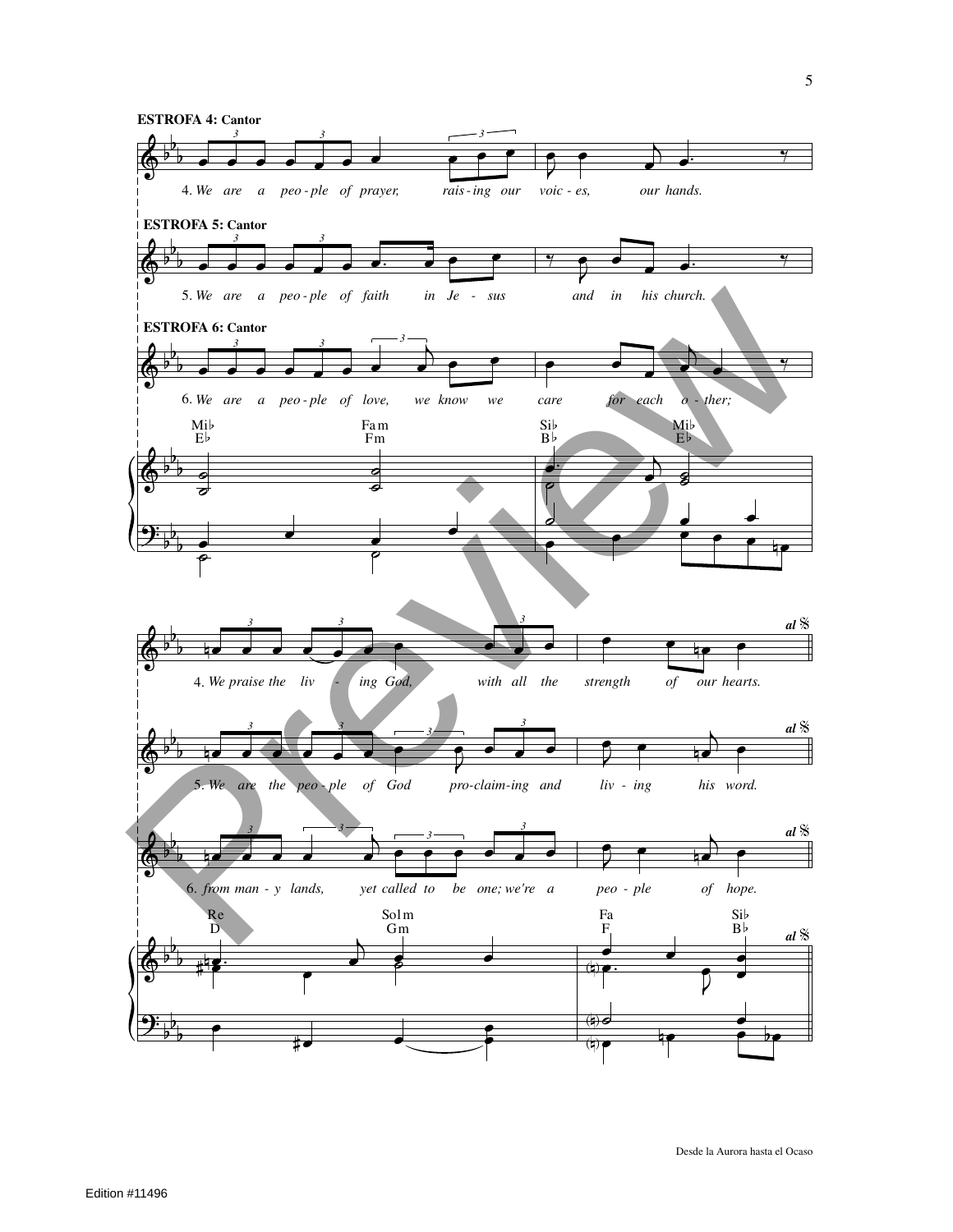**ESTROFA 4: Cantor**

4. *We are a peo - ple of prayer, rais - ing our voic - es, our hands.*

**ESTROFA 5: Cantor**

5. *We are a peo - ple of faith in Je - sus and in his church.*

**ESTROFA 6: Cantor**

6. *We are a peo - ple of love, we know we care for each o - ther;*

Mi♭ E♭ | Fa m Fm | Si♭ B♭ | Mi♭ E♭

4. *We praise the liv - ing God, with all the strength of our hearts.* **al** 𝄋

5. *We are the peo - ple of God pro - claim - ing and liv - ing his word.* **al** 𝄋

6. *from man - y lands, yet called to be one; we're a peo - ple of hope.* **al** 𝄋

Re D | Sol m Gm | Fa F | Si♭ B♭ **al** 𝄋

Desde la Aurora hasta el Ocaso

Edition #11496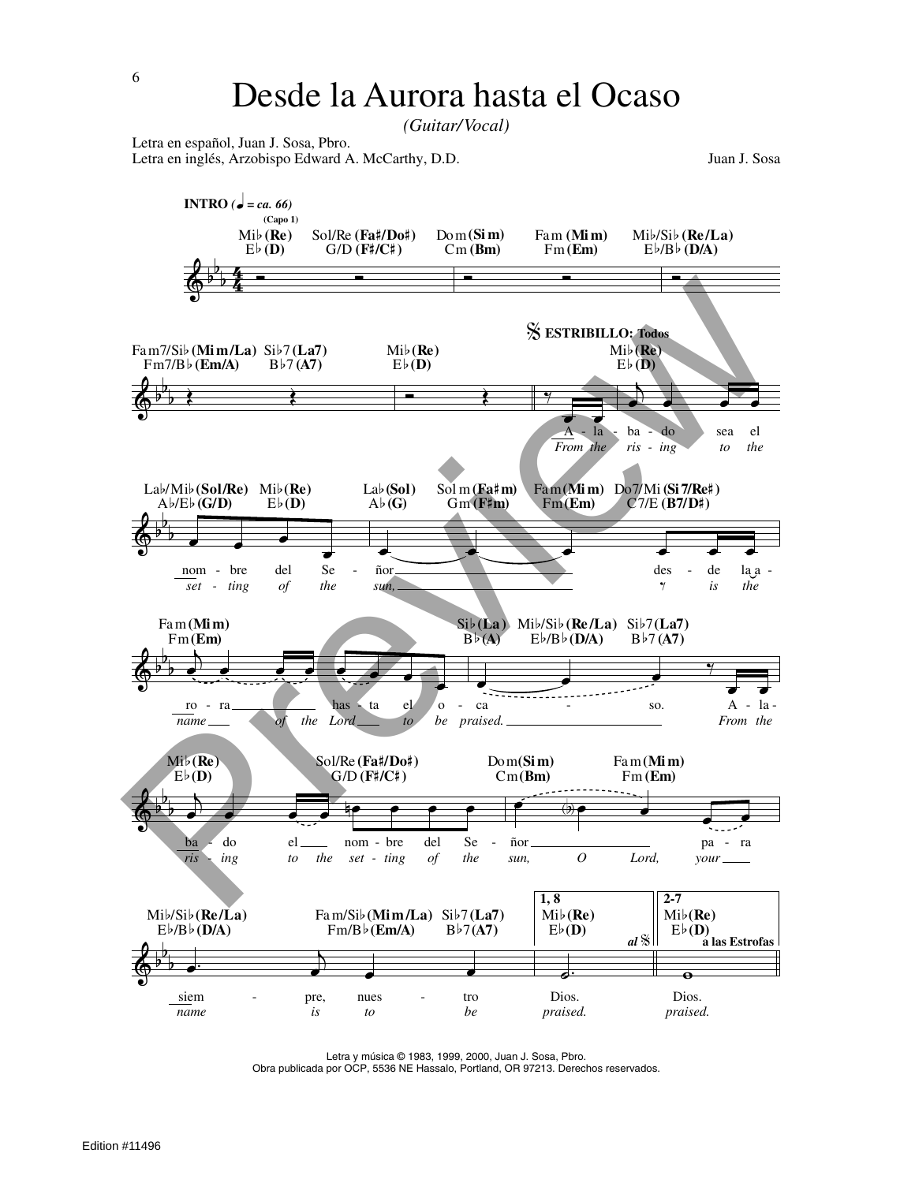# Desde la Aurora hasta el Ocaso

*(Guitar/Vocal)*

Letra en español, Juan J. Sosa, Pbro.
Letra en inglés, Arzobispo Edward A. McCarthy, D.D.

Juan J. Sosa

**INTRO** (♩ = ca. 66) (Capo 1)

Mi♭ (Re) E♭ (D) — Sol/Re (Fa♯/Do♯) G/D (F♯/C♯) — Do m (Si m) Cm (Bm) — Fa m (Mi m) Fm (Em) — Mi♭/Si♭ (Re/La) E♭/B♭ (D/A)

Fa m7/Si♭ (Mi m/La) Fm7/B♭ (Em/A) — Si♭7 (La7) B♭7 (A7) — Mi♭ (Re) E♭ (D)

**ESTRIBILLO: Todos**

Mi♭ (Re) E♭ (D)

A - la - ba - do sea el
*From the ris - ing to the*

La♭/Mi♭ (Sol/Re) A♭/E♭ (G/D) — Mi♭ (Re) E♭ (D) — La♭ (Sol) A♭ (G) — Sol m (Fa♯m) Gm (F♯m) — Fa m (Mi m) Fm (Em) — Do7/Mi (Si7/Re♯) C7/E (B7/D♯)

nom - bre del Se - ñor des - de la a -
*set - ting of the sun, is the*

Fa m (Mi m) Fm (Em) — Si♭ (La) B♭ (A) — Mi♭/Si♭ (Re/La) E♭/B♭ (D/A) — Si♭7 (La7) B♭7 (A7)

ro - ra has - ta el o - ca - so. A - la -
*name of the Lord to be praised. From the*

Mi♭ (Re) E♭ (D) — Sol/Re (Fa♯/Do♯) G/D (F♯/C♯) — Do m (Si m) Cm (Bm) — Fa m (Mi m) Fm (Em)

ba - do el nom - bre del Se - ñor pa - ra
*ris - ing to the set - ting of the sun, O Lord, your*

Mi♭/Si♭ (Re/La) E♭/B♭ (D/A) — Fa m/Si♭ (Mi m/La) Fm/B♭ (Em/A) — Si♭7 (La7) B♭7 (A7) — 1, 8: Mi♭ (Re) E♭ (D) al 𝄋 — 2-7: Mi♭ (Re) E♭ (D) a las Estrofas

siem - pre, nues - tro Dios. Dios.
*name is to be praised. praised.*

Letra y música © 1983, 1999, 2000, Juan J. Sosa, Pbro.
Obra publicada por OCP, 5536 NE Hassalo, Portland, OR 97213. Derechos reservados.

Edition #11496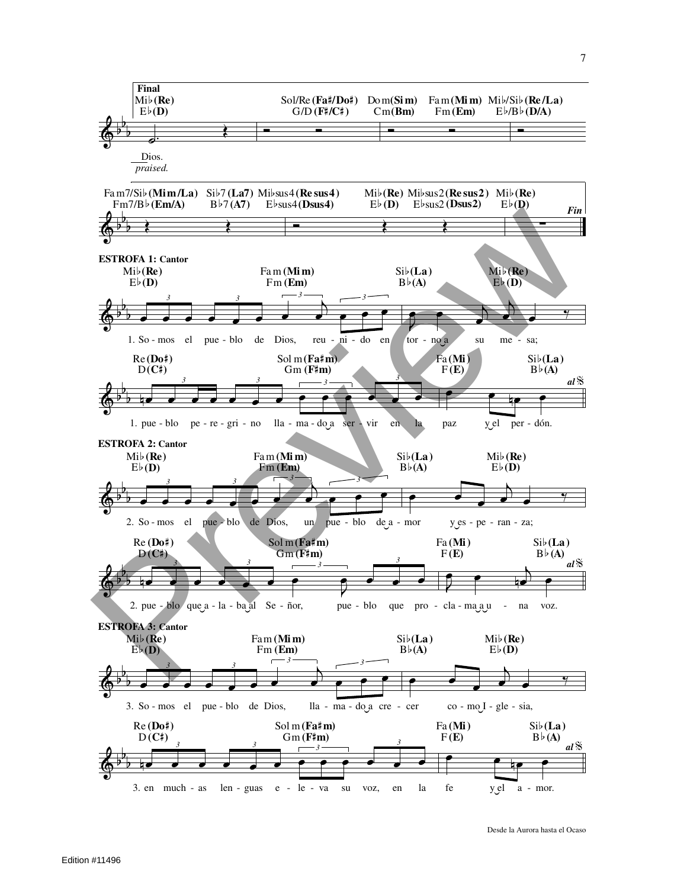**Final**

Mi♭(Re) E♭(D) — Sol/Re (Fa♯/Do♯) G/D (F♯/C♯) — Dom (Sim) Cm (Bm) — Fam (Mim) Fm (Em) — Mi♭/Si♭ (Re/La) E♭/B♭ (D/A)

Dios.
*praised.*

Fam7/Si♭ (Mim/La) Fm7/B♭ (Em/A) — Si♭7 (La7) B♭7 (A7) — Mi♭sus4 (Re sus4) E♭sus4 (Dsus4) — Mi♭ (Re) E♭ (D) — Mi♭sus2 (Re sus2) E♭sus2 (Dsus2) — Mi♭ (Re) E♭ (D)

*Fin*

**ESTROFA 1: Cantor**

Mi♭ (Re) E♭ (D) — Fam (Mim) Fm (Em) — Si♭ (La) B♭ (A) — Mi♭ (Re) E♭ (D)

1. So - mos el pue - blo de Dios, reu - ni - do en tor - no a su me - sa;

Re (Do♯) D (C♯) — Sol m (Fa♯m) Gm (F♯m) — Fa (Mi) F (E) — Si♭ (La) B♭ (A)

1. pue - blo pe - re - gri - no lla - ma - do a ser - vir en la paz y el per - dón. *al* 𝄋

**ESTROFA 2: Cantor**

Mi♭ (Re) E♭ (D) — Fam (Mim) Fm (Em) — Si♭ (La) B♭ (A) — Mi♭ (Re) E♭ (D)

2. So - mos el pue - blo de Dios, un pue - blo de a - mor y es - pe - ran - za;

Re (Do♯) D (C♯) — Sol m (Fa♯m) Gm (F♯m) — Fa (Mi) F (E) — Si♭ (La) B♭ (A)

2. pue - blo que a - la - ba al Se - ñor, pue - blo que pro - cla - ma a u - na voz. *al* 𝄋

**ESTROFA 3: Cantor**

Mi♭ (Re) E♭ (D) — Fam (Mim) Fm (Em) — Si♭ (La) B♭ (A) — Mi♭ (Re) E♭ (D)

3. So - mos el pue - blo de Dios, lla - ma - do a cre - cer co - mo I - gle - sia,

Re (Do♯) D (C♯) — Sol m (Fa♯m) Gm (F♯m) — Fa (Mi) F (E) — Si♭ (La) B♭ (A)

3. en much - as len - guas e - le - va su voz, en la fe y el a - mor. *al* 𝄋

Desde la Aurora hasta el Ocaso

Edition #11496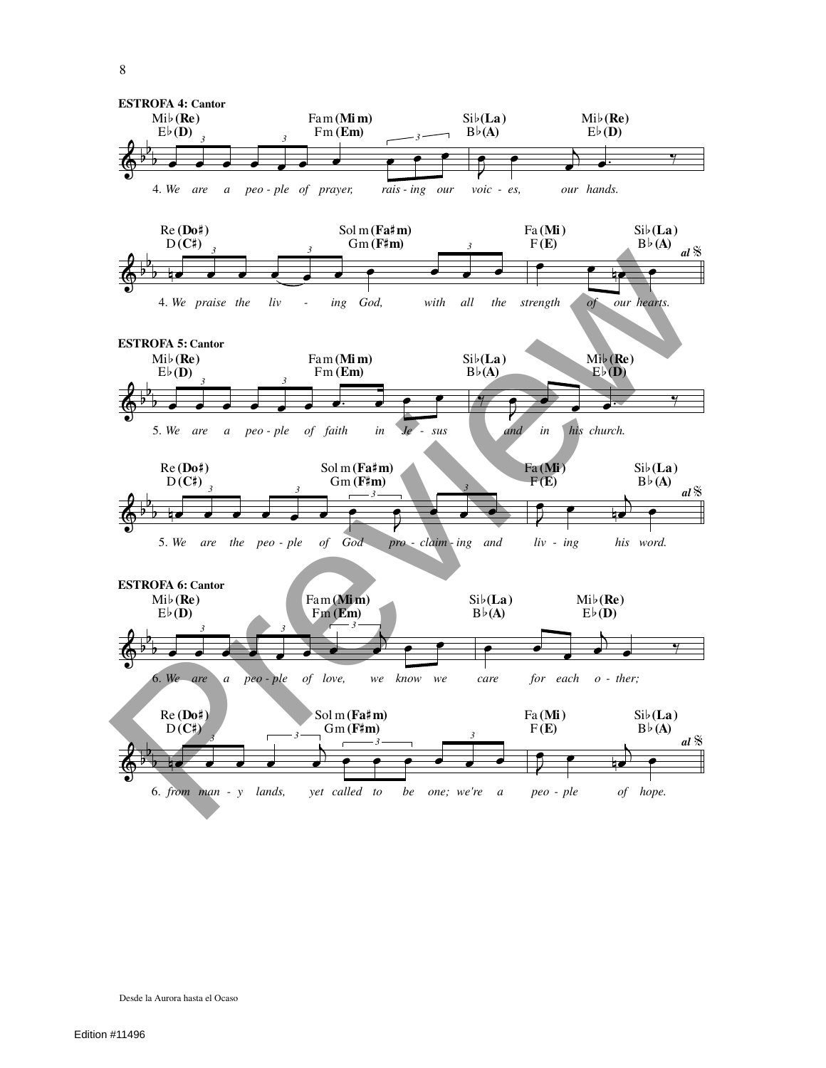**ESTROFA 4: Cantor**

Mi♭ (Re) / E♭ (D) — Fa m (Mi m) / Fm (Em) — Si♭ (La) / B♭ (A) — Mi♭ (Re) / E♭ (D)

4. *We are a peo - ple of prayer, rais - ing our voic - es, our hands.*

Re (Do♯) / D (C♯) — Sol m (Fa♯m) / Gm (F♯m) — Fa (Mi) / F (E) — Si♭ (La) / B♭ (A) — *al* 𝄋

4. *We praise the liv - ing God, with all the strength of our hearts.*

**ESTROFA 5: Cantor**

Mi♭ (Re) / E♭ (D) — Fa m (Mi m) / Fm (Em) — Si♭ (La) / B♭ (A) — Mi♭ (Re) / E♭ (D)

5. *We are a peo - ple of faith in Je - sus and in his church.*

Re (Do♯) / D (C♯) — Sol m (Fa♯m) / Gm (F♯m) — Fa (Mi) / F (E) — Si♭ (La) / B♭ (A) — *al* 𝄋

5. *We are the peo - ple of God pro - claim - ing and liv - ing his word.*

**ESTROFA 6: Cantor**

Mi♭ (Re) / E♭ (D) — Fa m (Mi m) / Fm (Em) — Si♭ (La) / B♭ (A) — Mi♭ (Re) / E♭ (D)

6. *We are a peo - ple of love, we know we care for each o - ther;*

Re (Do♯) / D (C♯) — Sol m (Fa♯m) / Gm (F♯m) — Fa (Mi) / F (E) — Si♭ (La) / B♭ (A) — *al* 𝄋

6. *from man - y lands, yet called to be one; we're a peo - ple of hope.*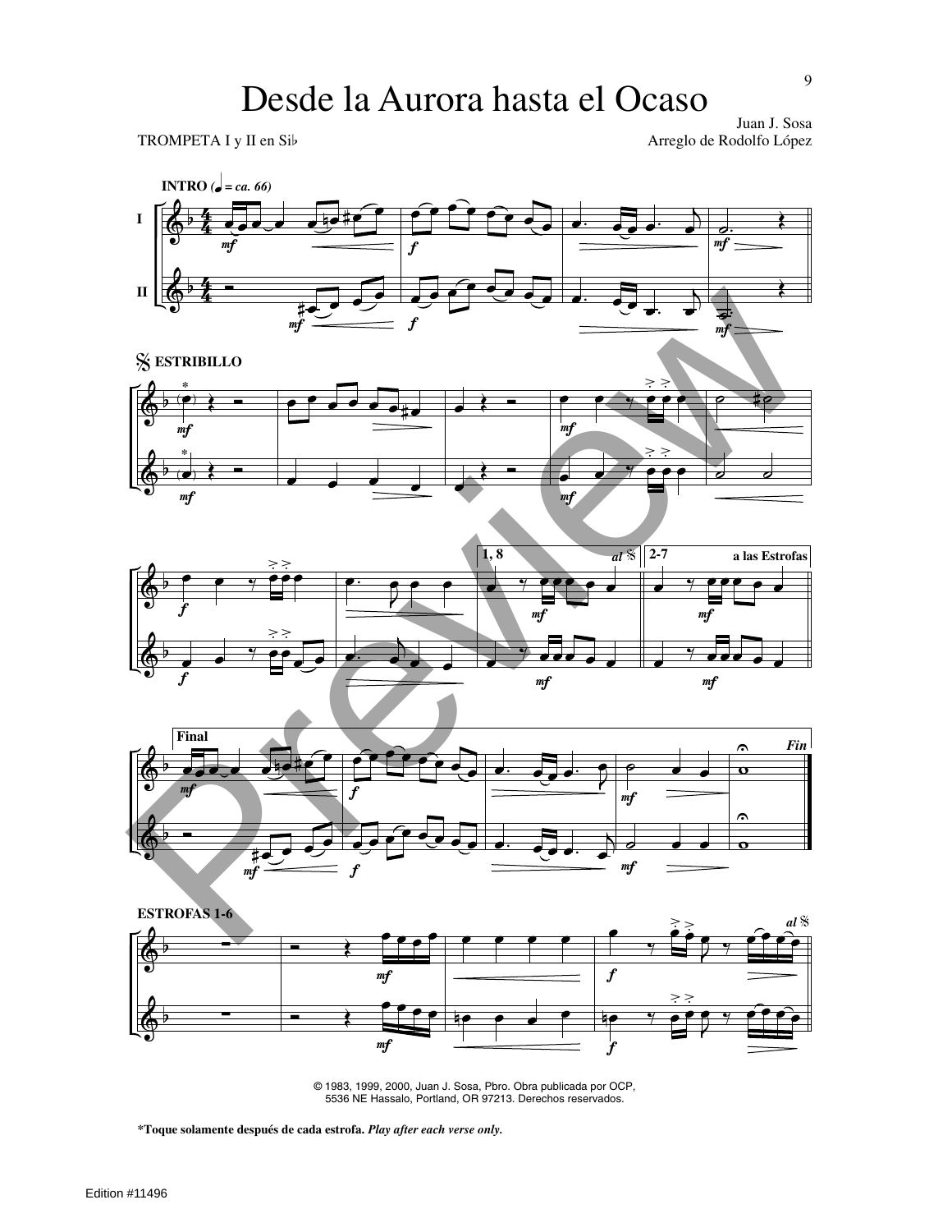# Desde la Aurora hasta el Ocaso

TROMPETA I y II en Si♭

Juan J. Sosa
Arreglo de Rodolfo López

INTRO (♩ = ca. 66)

ESTRIBILLO

1, 8 al 𝄋

2-7 a las Estrofas

Final

*Fin*

ESTROFAS 1-6

al 𝄋

© 1983, 1999, 2000, Juan J. Sosa, Pbro. Obra publicada por OCP, 5536 NE Hassalo, Portland, OR 97213. Derechos reservados.

**\*Toque solamente después de cada estrofa.** ***Play after each verse only.***

Edition #11496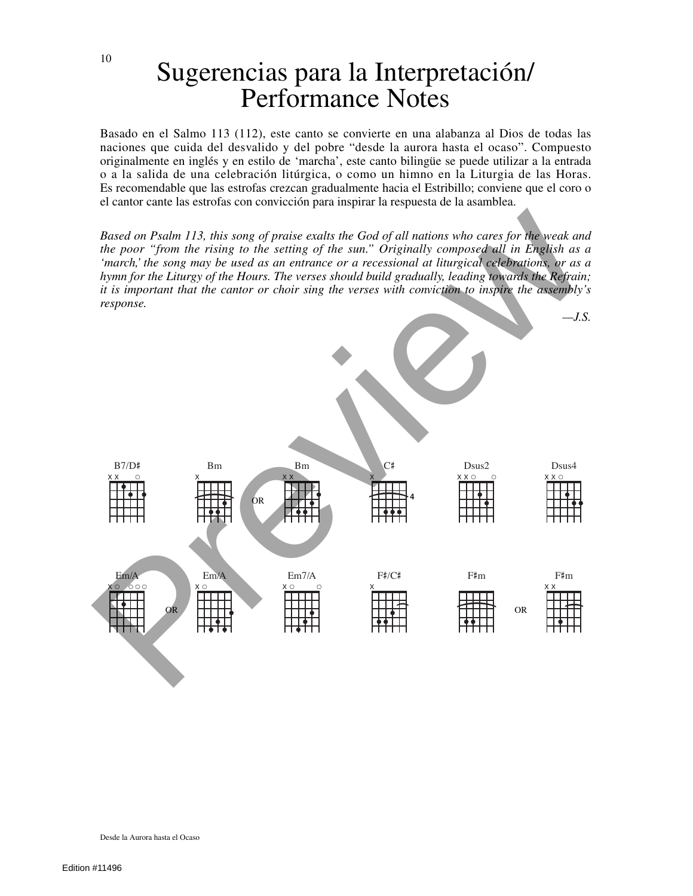# Sugerencias para la Interpretación/ Performance Notes

Basado en el Salmo 113 (112), este canto se convierte en una alabanza al Dios de todas las naciones que cuida del desvalido y del pobre "desde la aurora hasta el ocaso". Compuesto originalmente en inglés y en estilo de 'marcha', este canto bilingüe se puede utilizar a la entrada o a la salida de una celebración litúrgica, o como un himno en la Liturgia de las Horas. Es recomendable que las estrofas crezcan gradualmente hacia el Estribillo; conviene que el coro o el cantor cante las estrofas con convicción para inspirar la respuesta de la asamblea.

*Based on Psalm 113, this song of praise exalts the God of all nations who cares for the weak and the poor "from the rising to the setting of the sun." Originally composed all in English as a 'march,' the song may be used as an entrance or a recessional at liturgical celebrations, or as a hymn for the Liturgy of the Hours. The verses should build gradually, leading towards the Refrain; it is important that the cantor or choir sing the verses with conviction to inspire the assembly's response.*

*—J.S.*

B7/D♯ Bm OR Bm C♯ Dsus2 Dsus4

Em/A OR Em/A Em7/A F♯/C♯ F♯m OR F♯m

Desde la Aurora hasta el Ocaso

Edition #11496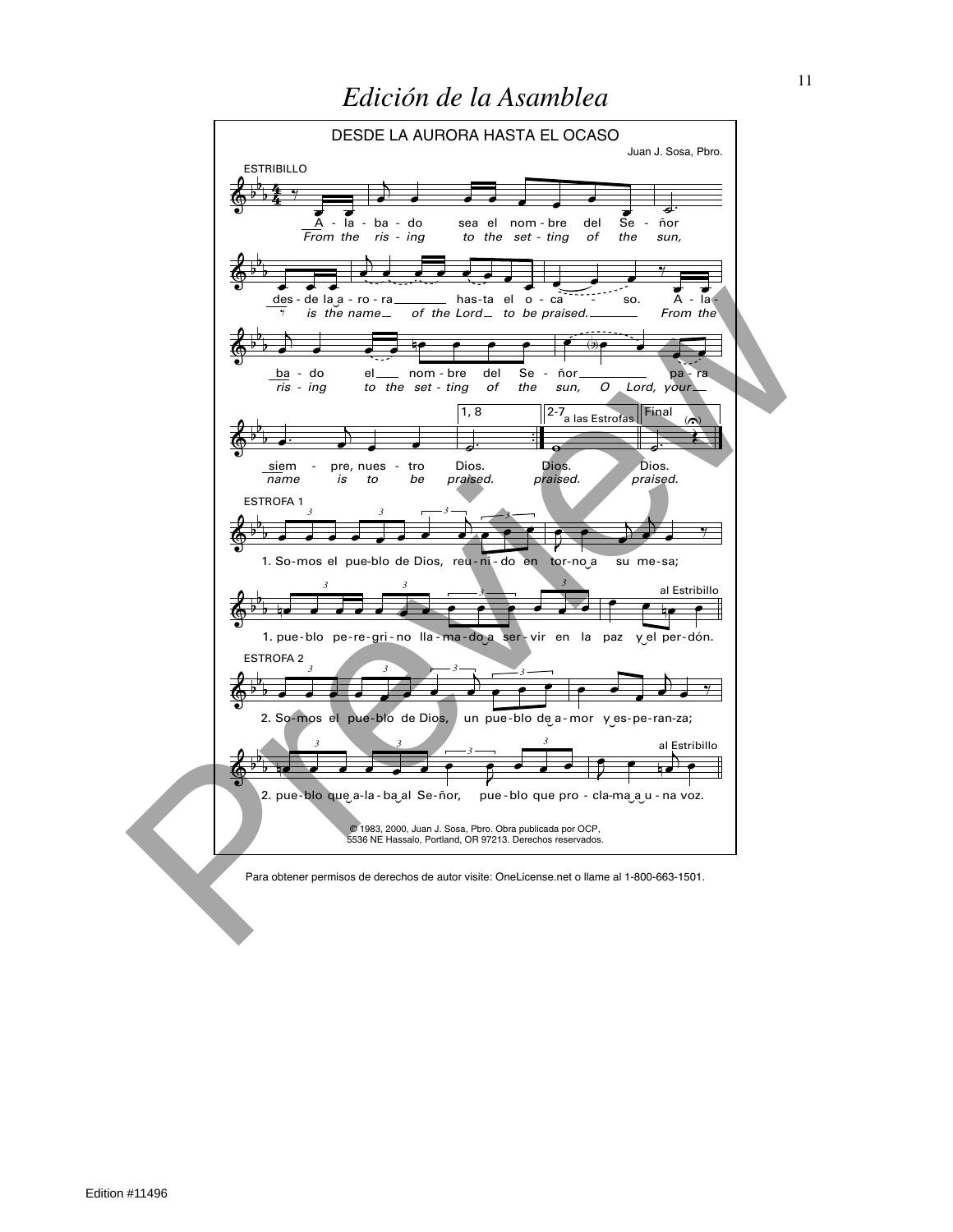# Edición de la Asamblea

## DESDE LA AURORA HASTA EL OCASO

Juan J. Sosa, Pbro.

ESTRIBILLO

A - la - ba - do sea el nom - bre del Se - ñor
*From the ris - ing to the set - ting of the sun,*

des - de la a - ro - ra has - ta el o - ca - so. A - la -
*is the name of the Lord to be praised. From the*

ba - do el nom - bre del Se - ñor pa - ra
*ris - ing to the set - ting of the sun, O Lord, your*

siem - pre, nues - tro Dios. Dios. Dios.
*name is to be praised. praised. praised.*

1, 8 | 2-7 a las Estrofas | Final

ESTROFA 1

1. So-mos el pue-blo de Dios, reu - ni - do en tor-no a su me-sa;

1. pue-blo pe-re-gri-no lla-ma-do a ser-vir en la paz y el per-dón.

al Estribillo

ESTROFA 2

2. So-mos el pue-blo de Dios, un pue-blo de a-mor y es-pe-ran-za;

2. pue-blo que a-la-ba al Se-ñor, pue-blo que pro - cla-ma a u - na voz.

al Estribillo

© 1983, 2000, Juan J. Sosa, Pbro. Obra publicada por OCP, 5536 NE Hassalo, Portland, OR 97213. Derechos reservados.

Para obtener permisos de derechos de autor visite: OneLicense.net o llame al 1-800-663-1501.

Edition #11496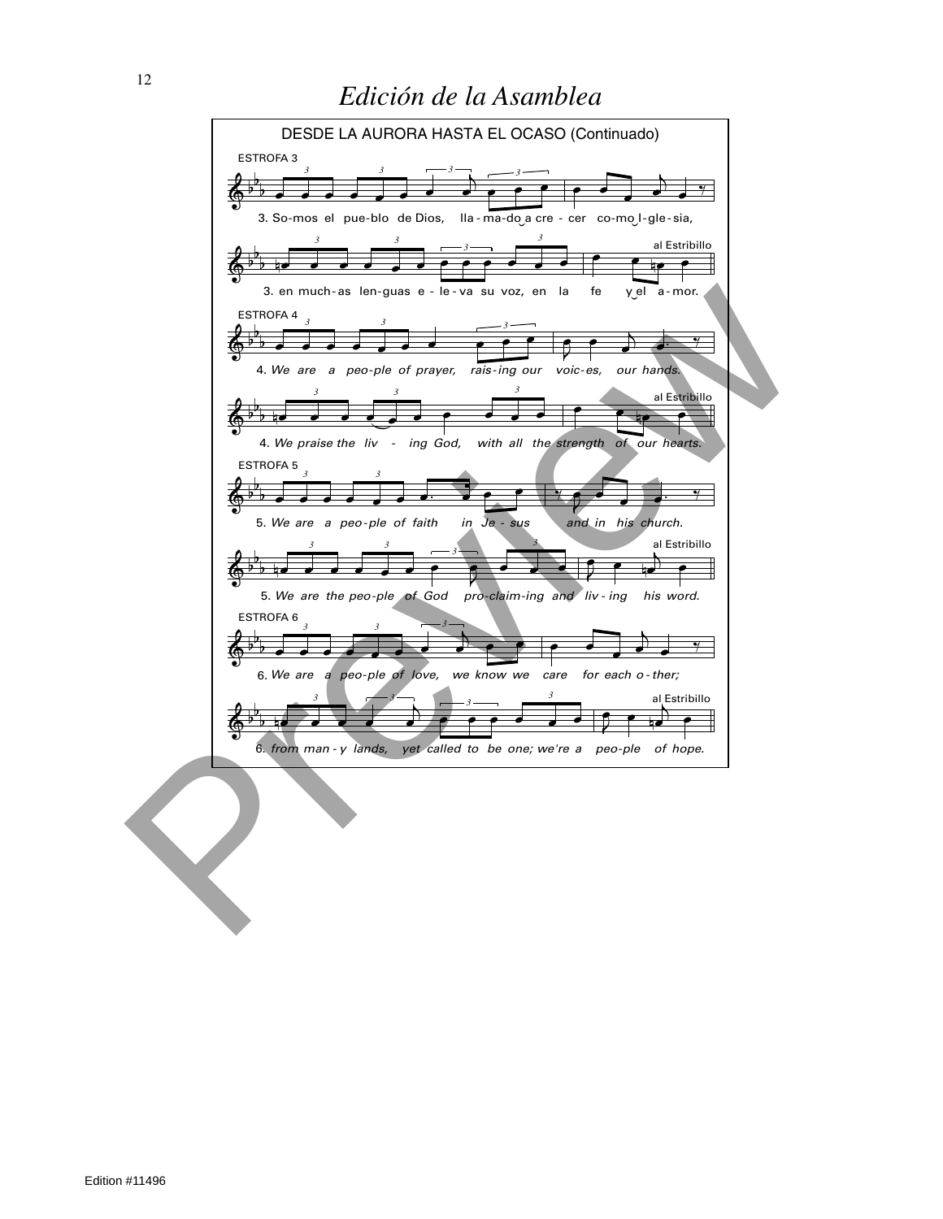# Edición de la Asamblea

## DESDE LA AURORA HASTA EL OCASO (Continuado)

ESTROFA 3

3. So-mos el pue-blo de Dios, lla-ma-do a cre-cer co-mo I-gle-sia,

3. en much-as len-guas e-le-va su voz, en la fe y el a-mor.

al Estribillo

ESTROFA 4

4. *We are a peo-ple of prayer, rais-ing our voic-es, our hands.*

4. *We praise the liv - ing God, with all the strength of our hearts.*

al Estribillo

ESTROFA 5

5. *We are a peo-ple of faith in Je-sus and in his church.*

5. *We are the peo-ple of God pro-claim-ing and liv-ing his word.*

al Estribillo

ESTROFA 6

6. *We are a peo-ple of love, we know we care for each o-ther;*

6. *from man-y lands, yet called to be one; we're a peo-ple of hope.*

al Estribillo

Edition #11496